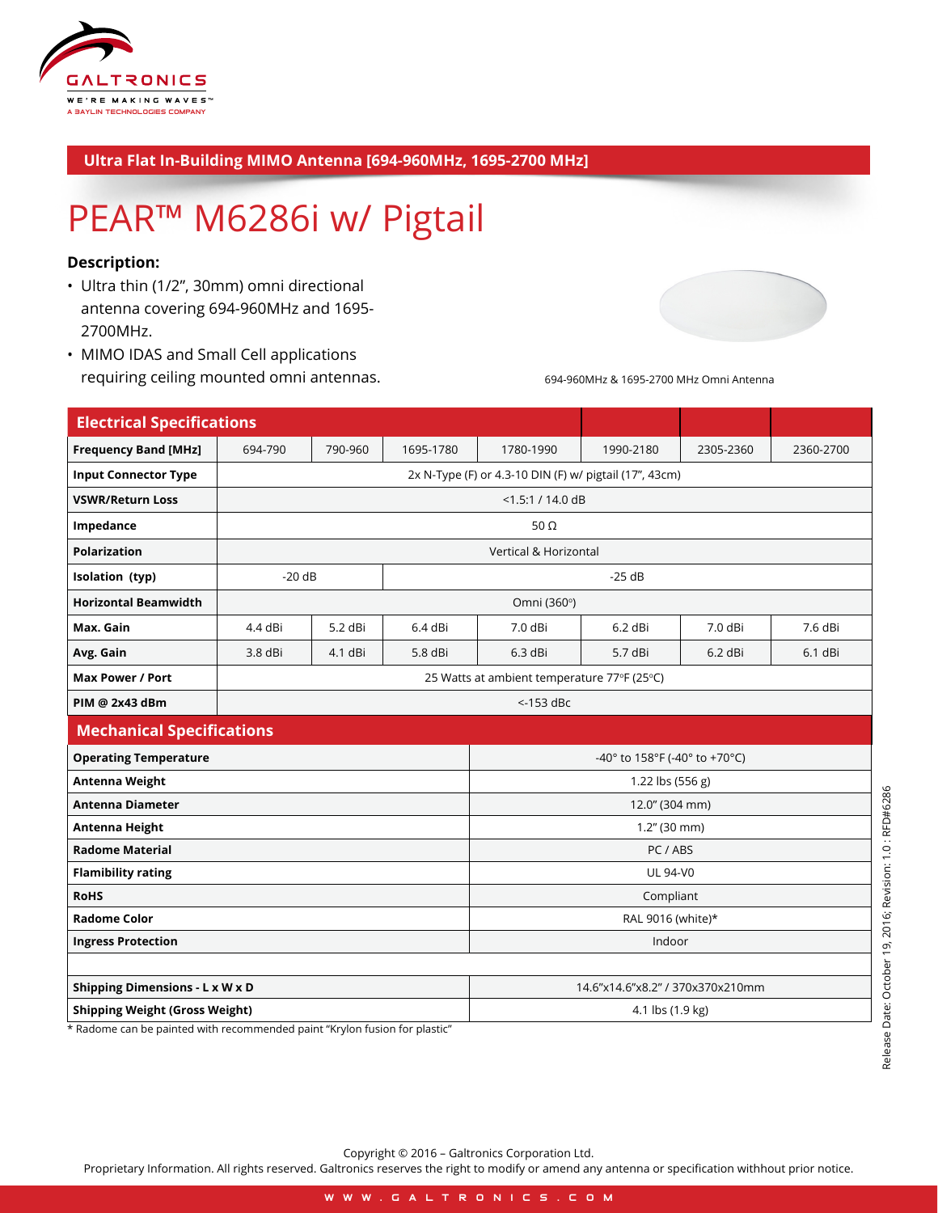GALTRONICS

WE'RE MAKING WAVES™

A BAYLIN TECHNOLOGIES COMPANY

## Ultra Flat In-Building MIMO Antenna [694-960MHz, 1695-2700 MHz]

# PEAR™ M6286i w/ Pigtail

### Description:

- Ultra thin (1/2", 30mm) omni directional antenna covering 694-960MHz and 1695-2700MHz.
- MIMO IDAS and Small Cell applications requiring ceiling mounted omni antennas.

694-960MHz & 1695-2700 MHz Omni Antenna

| Electrical Specifications | | | | | | | |
|---|---|---|---|---|---|---|---|
| **Frequency Band [MHz]** | 694-790 | 790-960 | 1695-1780 | 1780-1990 | 1990-2180 | 2305-2360 | 2360-2700 |
| **Input Connector Type** | 2x N-Type (F) or 4.3-10 DIN (F) w/ pigtail (17", 43cm) | | | | | | |
| **VSWR/Return Loss** | <1.5:1 / 14.0 dB | | | | | | |
| **Impedance** | 50 Ω | | | | | | |
| **Polarization** | Vertical & Horizontal | | | | | | |
| **Isolation (typ)** | -20 dB | | -25 dB | | | | |
| **Horizontal Beamwidth** | Omni (360°) | | | | | | |
| **Max. Gain** | 4.4 dBi | 5.2 dBi | 6.4 dBi | 7.0 dBi | 6.2 dBi | 7.0 dBi | 7.6 dBi |
| **Avg. Gain** | 3.8 dBi | 4.1 dBi | 5.8 dBi | 6.3 dBi | 5.7 dBi | 6.2 dBi | 6.1 dBi |
| **Max Power / Port** | 25 Watts at ambient temperature 77°F (25°C) | | | | | | |
| **PIM @ 2x43 dBm** | <-153 dBc | | | | | | |

| Mechanical Specifications | |
|---|---|
| **Operating Temperature** | -40° to 158°F (-40° to +70°C) |
| **Antenna Weight** | 1.22 lbs (556 g) |
| **Antenna Diameter** | 12.0" (304 mm) |
| **Antenna Height** | 1.2" (30 mm) |
| **Radome Material** | PC / ABS |
| **Flamibility rating** | UL 94-V0 |
| **RoHS** | Compliant |
| **Radome Color** | RAL 9016 (white)* |
| **Ingress Protection** | Indoor |
| | |
| **Shipping Dimensions - L x W x D** | 14.6"x14.6"x8.2" / 370x370x210mm |
| **Shipping Weight (Gross Weight)** | 4.1 lbs (1.9 kg) |

* Radome can be painted with recommended paint "Krylon fusion for plastic"

Release Date: October 19, 2016; Revision: 1.0 : RFD#6286

Copyright © 2016 – Galtronics Corporation Ltd.

Proprietary Information. All rights reserved. Galtronics reserves the right to modify or amend any antenna or specification withhout prior notice.

WWW.GALTRONICS.COM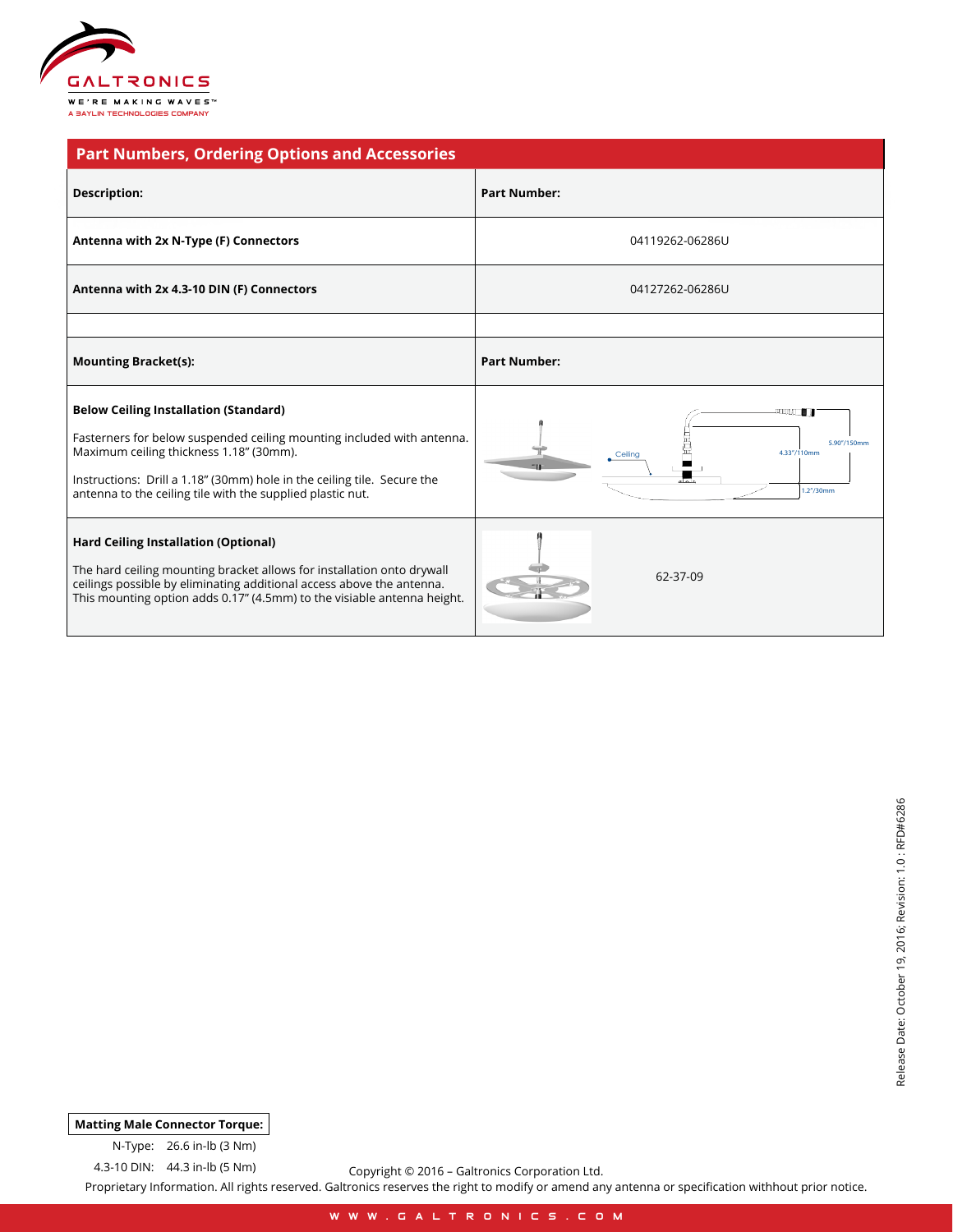## Part Numbers, Ordering Options and Accessories

| Description: | Part Number: |
|---|---|
| **Antenna with 2x N-Type (F) Connectors** | 04119262-06286U |
| **Antenna with 2x 4.3-10 DIN (F) Connectors** | 04127262-06286U |
| | |
| **Mounting Bracket(s):** | **Part Number:** |
| **Below Ceiling Installation (Standard)**<br><br>Fasterners for below suspended ceiling mounting included with antenna. Maximum ceiling thickness 1.18" (30mm).<br><br>Instructions: Drill a 1.18" (30mm) hole in the ceiling tile. Secure the antenna to the ceiling tile with the supplied plastic nut. | Ceiling<br>5.90"/150mm<br>4.33"/110mm<br>1.2"/30mm |
| **Hard Ceiling Installation (Optional)**<br><br>The hard ceiling mounting bracket allows for installation onto drywall ceilings possible by eliminating additional access above the antenna. This mounting option adds 0.17" (4.5mm) to the visiable antenna height. | 62-37-09 |

**Matting Male Connector Torque:**

N-Type: 26.6 in-lb (3 Nm)

4.3-10 DIN: 44.3 in-lb (5 Nm)

Copyright © 2016 – Galtronics Corporation Ltd.

Proprietary Information. All rights reserved. Galtronics reserves the right to modify or amend any antenna or specification withhout prior notice.

Release Date: October 19, 2016; Revision: 1.0 : RFD#6286